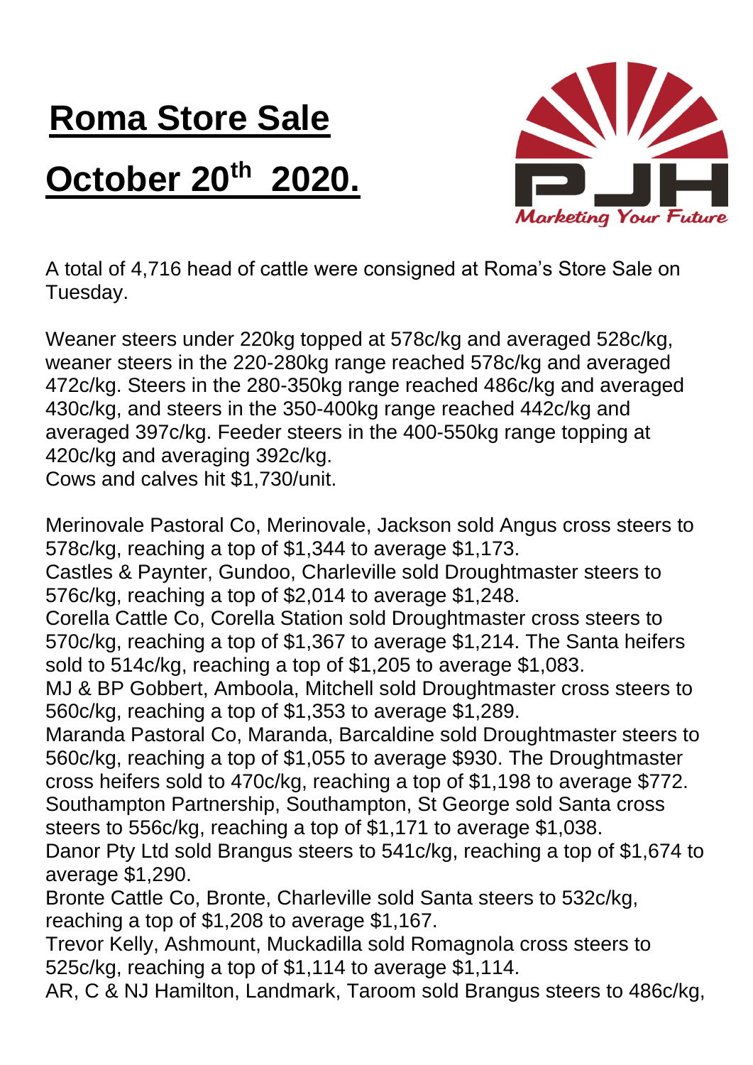# Roma Store Sale

# October 20th 2020.

Marketing Your Future

A total of 4,716 head of cattle were consigned at Roma's Store Sale on Tuesday.

Weaner steers under 220kg topped at 578c/kg and averaged 528c/kg, weaner steers in the 220-280kg range reached 578c/kg and averaged 472c/kg. Steers in the 280-350kg range reached 486c/kg and averaged 430c/kg, and steers in the 350-400kg range reached 442c/kg and averaged 397c/kg. Feeder steers in the 400-550kg range topping at 420c/kg and averaging 392c/kg.
Cows and calves hit $1,730/unit.

Merinovale Pastoral Co, Merinovale, Jackson sold Angus cross steers to 578c/kg, reaching a top of $1,344 to average $1,173.
Castles & Paynter, Gundoo, Charleville sold Droughtmaster steers to 576c/kg, reaching a top of $2,014 to average $1,248.
Corella Cattle Co, Corella Station sold Droughtmaster cross steers to 570c/kg, reaching a top of $1,367 to average $1,214. The Santa heifers sold to 514c/kg, reaching a top of $1,205 to average $1,083.
MJ & BP Gobbert, Amboola, Mitchell sold Droughtmaster cross steers to 560c/kg, reaching a top of $1,353 to average $1,289.
Maranda Pastoral Co, Maranda, Barcaldine sold Droughtmaster steers to 560c/kg, reaching a top of $1,055 to average $930. The Droughtmaster cross heifers sold to 470c/kg, reaching a top of $1,198 to average $772.
Southampton Partnership, Southampton, St George sold Santa cross steers to 556c/kg, reaching a top of $1,171 to average $1,038.
Danor Pty Ltd sold Brangus steers to 541c/kg, reaching a top of $1,674 to average $1,290.
Bronte Cattle Co, Bronte, Charleville sold Santa steers to 532c/kg, reaching a top of $1,208 to average $1,167.
Trevor Kelly, Ashmount, Muckadilla sold Romagnola cross steers to 525c/kg, reaching a top of $1,114 to average $1,114.
AR, C & NJ Hamilton, Landmark, Taroom sold Brangus steers to 486c/kg,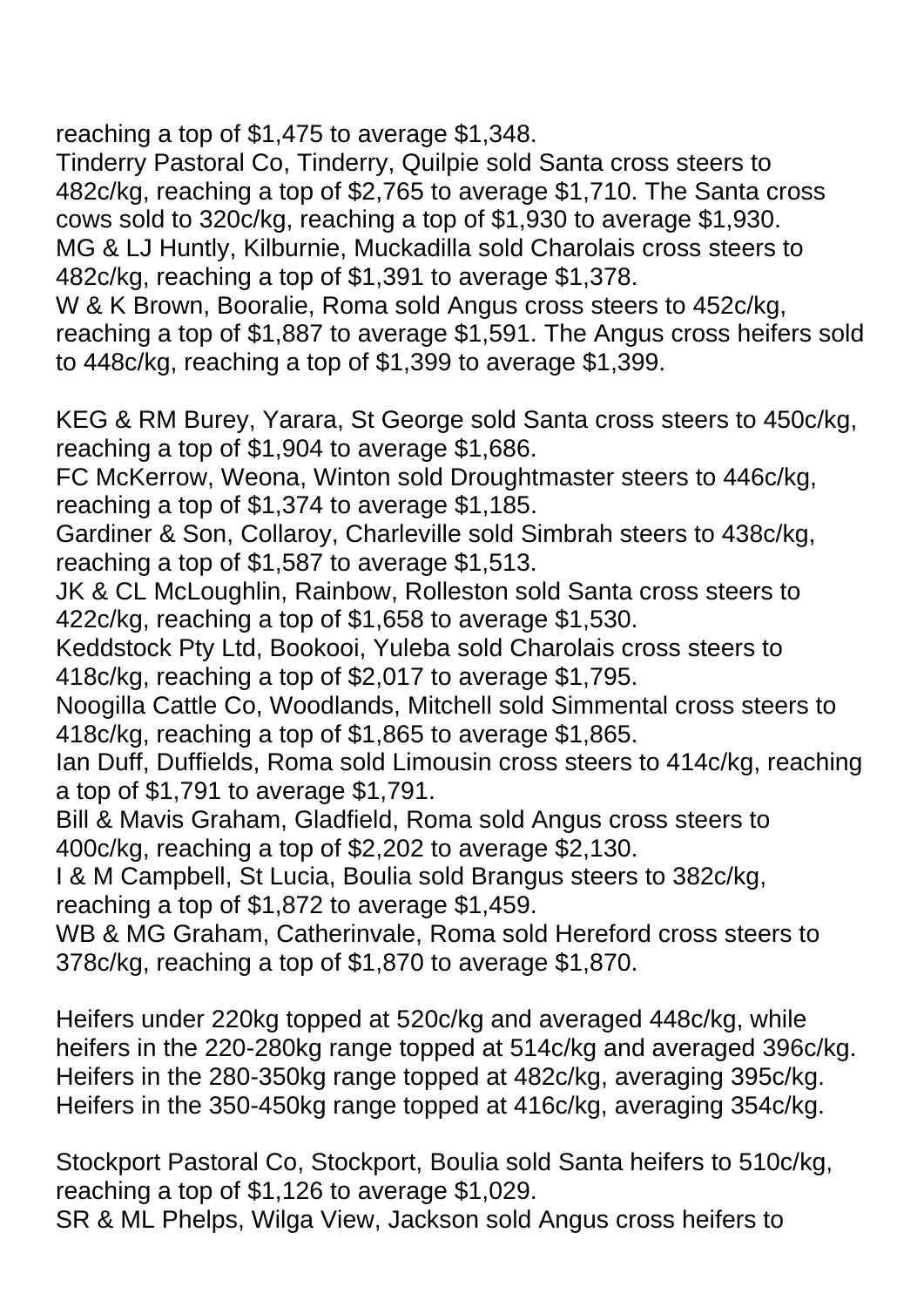reaching a top of $1,475 to average $1,348.
Tinderry Pastoral Co, Tinderry, Quilpie sold Santa cross steers to 482c/kg, reaching a top of $2,765 to average $1,710. The Santa cross cows sold to 320c/kg, reaching a top of $1,930 to average $1,930.
MG & LJ Huntly, Kilburnie, Muckadilla sold Charolais cross steers to 482c/kg, reaching a top of $1,391 to average $1,378.
W & K Brown, Booralie, Roma sold Angus cross steers to 452c/kg, reaching a top of $1,887 to average $1,591. The Angus cross heifers sold to 448c/kg, reaching a top of $1,399 to average $1,399.

KEG & RM Burey, Yarara, St George sold Santa cross steers to 450c/kg, reaching a top of $1,904 to average $1,686.
FC McKerrow, Weona, Winton sold Droughtmaster steers to 446c/kg, reaching a top of $1,374 to average $1,185.
Gardiner & Son, Collaroy, Charleville sold Simbrah steers to 438c/kg, reaching a top of $1,587 to average $1,513.
JK & CL McLoughlin, Rainbow, Rolleston sold Santa cross steers to 422c/kg, reaching a top of $1,658 to average $1,530.
Keddstock Pty Ltd, Bookooi, Yuleba sold Charolais cross steers to 418c/kg, reaching a top of $2,017 to average $1,795.
Noogilla Cattle Co, Woodlands, Mitchell sold Simmental cross steers to 418c/kg, reaching a top of $1,865 to average $1,865.
Ian Duff, Duffields, Roma sold Limousin cross steers to 414c/kg, reaching a top of $1,791 to average $1,791.
Bill & Mavis Graham, Gladfield, Roma sold Angus cross steers to 400c/kg, reaching a top of $2,202 to average $2,130.
I & M Campbell, St Lucia, Boulia sold Brangus steers to 382c/kg, reaching a top of $1,872 to average $1,459.
WB & MG Graham, Catherinvale, Roma sold Hereford cross steers to 378c/kg, reaching a top of $1,870 to average $1,870.

Heifers under 220kg topped at 520c/kg and averaged 448c/kg, while heifers in the 220-280kg range topped at 514c/kg and averaged 396c/kg. Heifers in the 280-350kg range topped at 482c/kg, averaging 395c/kg. Heifers in the 350-450kg range topped at 416c/kg, averaging 354c/kg.

Stockport Pastoral Co, Stockport, Boulia sold Santa heifers to 510c/kg, reaching a top of $1,126 to average $1,029.
SR & ML Phelps, Wilga View, Jackson sold Angus cross heifers to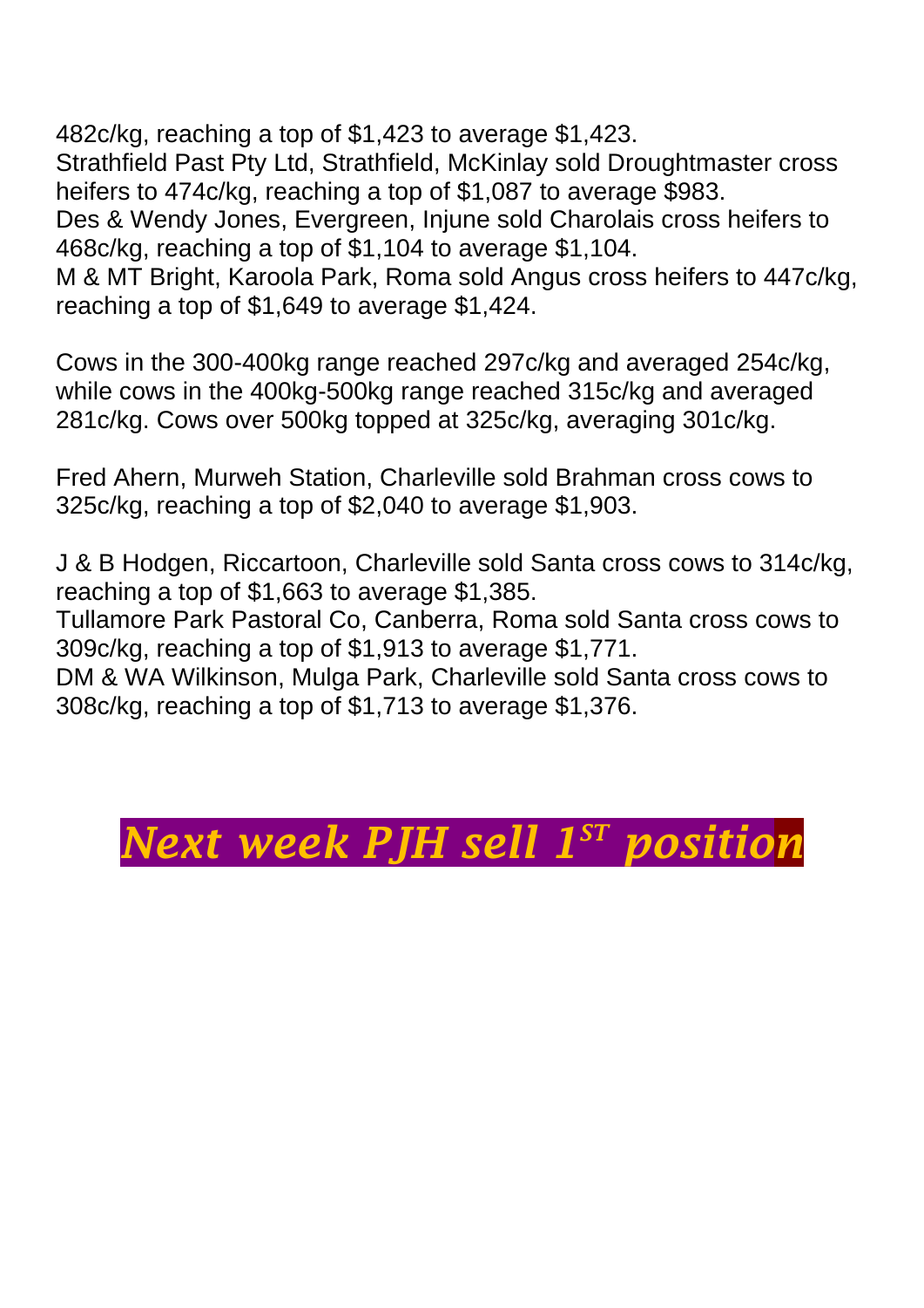482c/kg, reaching a top of $1,423 to average $1,423.
Strathfield Past Pty Ltd, Strathfield, McKinlay sold Droughtmaster cross heifers to 474c/kg, reaching a top of $1,087 to average $983.
Des & Wendy Jones, Evergreen, Injune sold Charolais cross heifers to 468c/kg, reaching a top of $1,104 to average $1,104.
M & MT Bright, Karoola Park, Roma sold Angus cross heifers to 447c/kg, reaching a top of $1,649 to average $1,424.

Cows in the 300-400kg range reached 297c/kg and averaged 254c/kg, while cows in the 400kg-500kg range reached 315c/kg and averaged 281c/kg. Cows over 500kg topped at 325c/kg, averaging 301c/kg.

Fred Ahern, Murweh Station, Charleville sold Brahman cross cows to 325c/kg, reaching a top of $2,040 to average $1,903.

J & B Hodgen, Riccartoon, Charleville sold Santa cross cows to 314c/kg, reaching a top of $1,663 to average $1,385.
Tullamore Park Pastoral Co, Canberra, Roma sold Santa cross cows to 309c/kg, reaching a top of $1,913 to average $1,771.
DM & WA Wilkinson, Mulga Park, Charleville sold Santa cross cows to 308c/kg, reaching a top of $1,713 to average $1,376.

***Next week PJH sell 1ST position***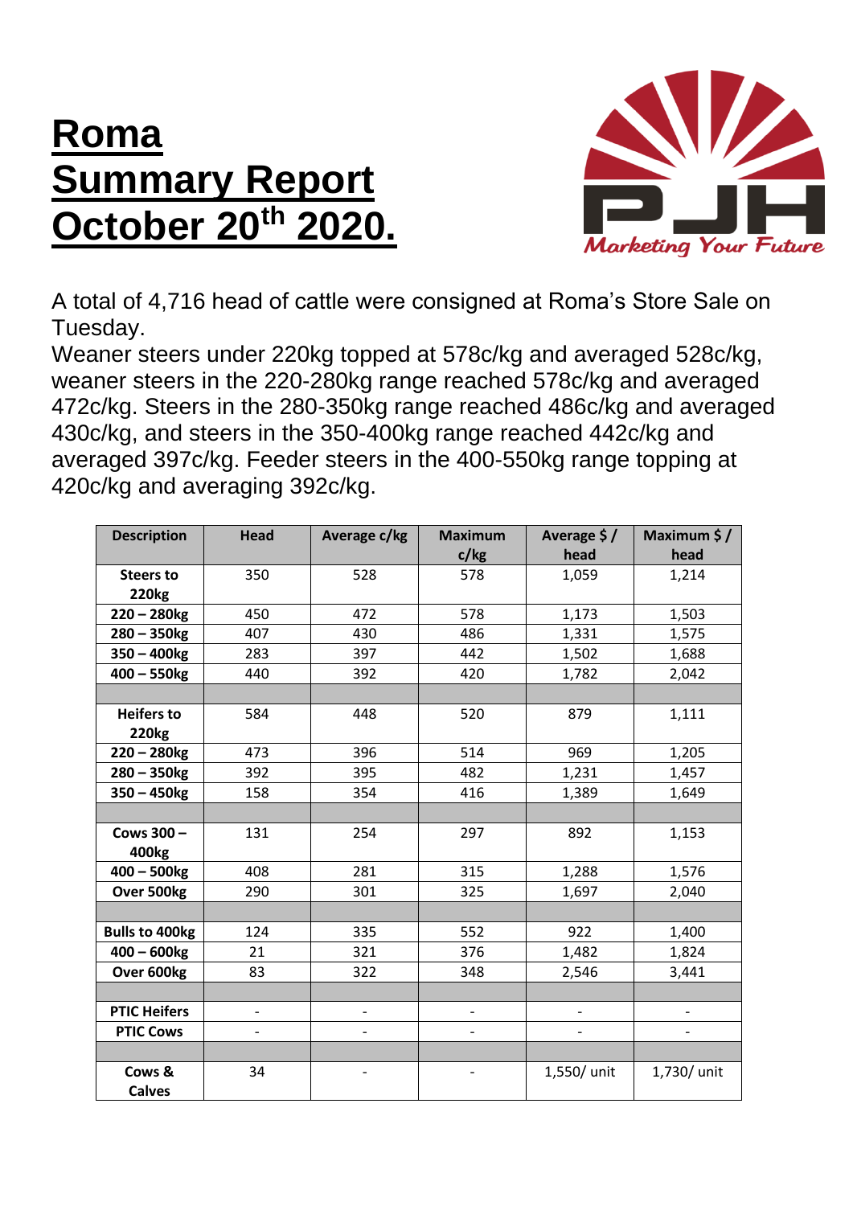# Roma Summary Report October 20th 2020.

PJH Marketing Your Future

A total of 4,716 head of cattle were consigned at Roma's Store Sale on Tuesday.
Weaner steers under 220kg topped at 578c/kg and averaged 528c/kg, weaner steers in the 220-280kg range reached 578c/kg and averaged 472c/kg. Steers in the 280-350kg range reached 486c/kg and averaged 430c/kg, and steers in the 350-400kg range reached 442c/kg and averaged 397c/kg. Feeder steers in the 400-550kg range topping at 420c/kg and averaging 392c/kg.

| Description | Head | Average c/kg | Maximum c/kg | Average $ / head | Maximum $ / head |
|---|---|---|---|---|---|
| Steers to 220kg | 350 | 528 | 578 | 1,059 | 1,214 |
| 220 – 280kg | 450 | 472 | 578 | 1,173 | 1,503 |
| 280 – 350kg | 407 | 430 | 486 | 1,331 | 1,575 |
| 350 – 400kg | 283 | 397 | 442 | 1,502 | 1,688 |
| 400 – 550kg | 440 | 392 | 420 | 1,782 | 2,042 |
| | | | | | |
| Heifers to 220kg | 584 | 448 | 520 | 879 | 1,111 |
| 220 – 280kg | 473 | 396 | 514 | 969 | 1,205 |
| 280 – 350kg | 392 | 395 | 482 | 1,231 | 1,457 |
| 350 – 450kg | 158 | 354 | 416 | 1,389 | 1,649 |
| | | | | | |
| Cows 300 – 400kg | 131 | 254 | 297 | 892 | 1,153 |
| 400 – 500kg | 408 | 281 | 315 | 1,288 | 1,576 |
| Over 500kg | 290 | 301 | 325 | 1,697 | 2,040 |
| | | | | | |
| Bulls to 400kg | 124 | 335 | 552 | 922 | 1,400 |
| 400 – 600kg | 21 | 321 | 376 | 1,482 | 1,824 |
| Over 600kg | 83 | 322 | 348 | 2,546 | 3,441 |
| | | | | | |
| PTIC Heifers | - | - | - | - | - |
| PTIC Cows | - | - | - | - | - |
| | | | | | |
| Cows & Calves | 34 | - | - | 1,550/ unit | 1,730/ unit |